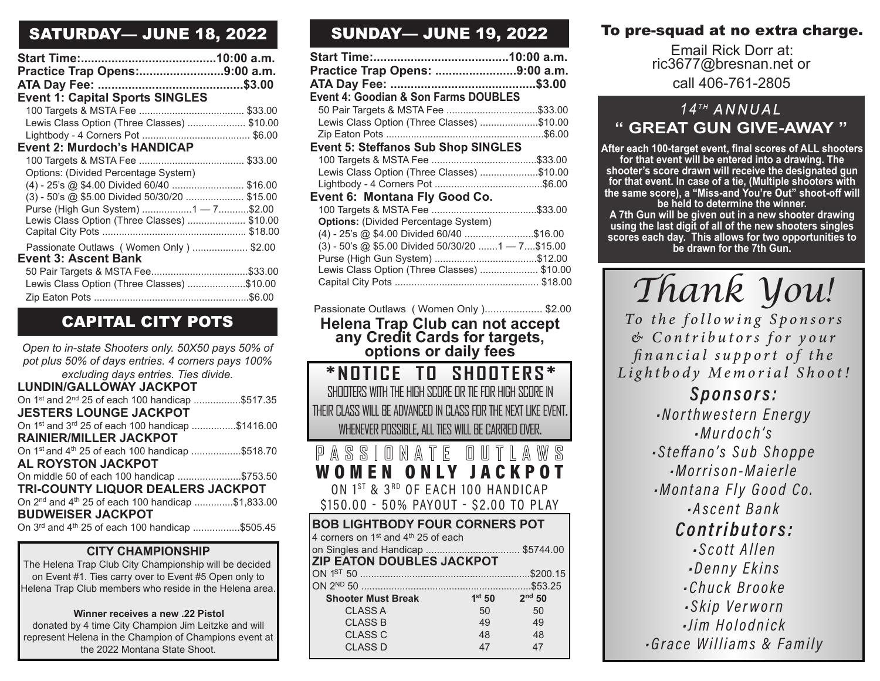## SATURDAY— JUNE 18, 2022

**Start Time:........................................10:00 a.m.**
**Practice Trap Opens:.........................9:00 a.m.**
**ATA Day Fee: ..........................................$3.00**

**Event 1: Capital Sports SINGLES**

- 100 Targets & MSTA Fee ...................................... $33.00
- Lewis Class Option (Three Classes) ..................... $10.00
- Lightbody - 4 Corners Pot ....................................... $6.00

**Event 2: Murdoch's HANDICAP**

- 100 Targets & MSTA Fee ...................................... $33.00
- Options: (Divided Percentage System)
- (4) - 25's @ $4.00 Divided 60/40 .......................... $16.00
- (3) - 50's @ $5.00 Divided 50/30/20 ..................... $15.00
- Purse (High Gun System) ..................1 — 7...........$2.00
- Lewis Class Option (Three Classes) ..................... $10.00
- Capital City Pots .................................................... $18.00
- Passionate Outlaws ( Women Only ) .................... $2.00

**Event 3: Ascent Bank**

- 50 Pair Targets & MSTA Fee...................................$33.00
- Lewis Class Option (Three Classes) .....................$10.00
- Zip Eaton Pots ........................................................$6.00

## CAPITAL CITY POTS

*Open to in-state Shooters only. 50X50 pays 50% of pot plus 50% of days entries. 4 corners pays 100% excluding days entries. Ties divide.*

**LUNDIN/GALLOWAY JACKPOT**
On 1st and 2nd 25 of each 100 handicap .................$517.35

**JESTERS LOUNGE JACKPOT**
On 1st and 3rd 25 of each 100 handicap ................$1416.00

**RAINIER/MILLER JACKPOT**
On 1st and 4th 25 of each 100 handicap ..................$518.70

**AL ROYSTON JACKPOT**
On middle 50 of each 100 handicap .......................$753.50

**TRI-COUNTY LIQUOR DEALERS JACKPOT**
On 2nd and 4th 25 of each 100 handicap ..............$1,833.00

**BUDWEISER JACKPOT**
On 3rd and 4th 25 of each 100 handicap .................$505.45

### CITY CHAMPIONSHIP

The Helena Trap Club City Championship will be decided on Event #1. Ties carry over to Event #5 Open only to Helena Trap Club members who reside in the Helena area.

**Winner receives a new .22 Pistol**
donated by 4 time City Champion Jim Leitzke and will represent Helena in the Champion of Champions event at the 2022 Montana State Shoot.

## SUNDAY— JUNE 19, 2022

**Start Time:........................................10:00 a.m.**
**Practice Trap Opens: ........................9:00 a.m.**
**ATA Day Fee: ..........................................$3.00**

**Event 4: Goodian & Son Farms DOUBLES**

- 50 Pair Targets & MSTA Fee .................................$33.00
- Lewis Class Option (Three Classes) .....................$10.00
- Zip Eaton Pots .........................................................$6.00

**Event 5: Steffanos Sub Shop SINGLES**

- 100 Targets & MSTA Fee ......................................$33.00
- Lewis Class Option (Three Classes) .....................$10.00
- Lightbody - 4 Corners Pot .......................................$6.00

**Event 6: Montana Fly Good Co.**

- 100 Targets & MSTA Fee ......................................$33.00
- **Options:** (Divided Percentage System)
- (4) - 25's @ $4.00 Divided 60/40 .........................$16.00
- (3) - 50's @ $5.00 Divided 50/30/20 .......1 — 7....$15.00
- Purse (High Gun System) .....................................$12.00
- Lewis Class Option (Three Classes) ..................... $10.00
- Capital City Pots .................................................... $18.00

Passionate Outlaws ( Women Only )..................... $2.00

**Helena Trap Club can not accept any Credit Cards for targets, options or daily fees**

### *NOTICE TO SHOOTERS*

SHOOTERS WITH THE HIGH SCORE OR TIE FOR HIGH SCORE IN THEIR CLASS WILL BE ADVANCED IN CLASS FOR THE NEXT LIKE EVENT. WHENEVER POSSIBLE, ALL TIES WILL BE CARRIED OVER.

### PASSIONATE OUTLAWS WOMEN ONLY JACKPOT

ON 1ST & 3RD OF EACH 100 HANDICAP
$150.00 - 50% PAYOUT - $2.00 TO PLAY

**BOB LIGHTBODY FOUR CORNERS POT**
4 corners on 1st and 4th 25 of each on Singles and Handicap .................................. $5744.00

**ZIP EATON DOUBLES JACKPOT**
ON 1ST 50 .............................................................$200.15
ON 2ND 50 .............................................................$53.25

| Shooter Must Break | 1st 50 | 2nd 50 |
|---|---|---|
| CLASS A | 50 | 50 |
| CLASS B | 49 | 49 |
| CLASS C | 48 | 48 |
| CLASS D | 47 | 47 |

## To pre-squad at no extra charge.

Email Rick Dorr at:
ric3677@bresnan.net or
call 406-761-2805

### 14TH ANNUAL " GREAT GUN GIVE-AWAY "

**After each 100-target event, final scores of ALL shooters for that event will be entered into a drawing. The shooter's score drawn will receive the designated gun for that event. In case of a tie, (Multiple shooters with the same score), a "Miss-and You're Out" shoot-off will be held to determine the winner.**
**A 7th Gun will be given out in a new shooter drawing using the last digit of all of the new shooters singles scores each day. This allows for two opportunities to be drawn for the 7th Gun.**

# *Thank You!*

*To the following Sponsors & Contributors for your financial support of the Lightbody Memorial Shoot!*

### *Sponsors:*

- *Northwestern Energy*
- *Murdoch's*
- *Steffano's Sub Shoppe*
- *Morrison-Maierle*
- *Montana Fly Good Co.*
- *Ascent Bank*

### *Contributors:*

- *Scott Allen*
- *Denny Ekins*
- *Chuck Brooke*
- *Skip Verworn*
- *Jim Holodnick*
- *Grace Williams & Family*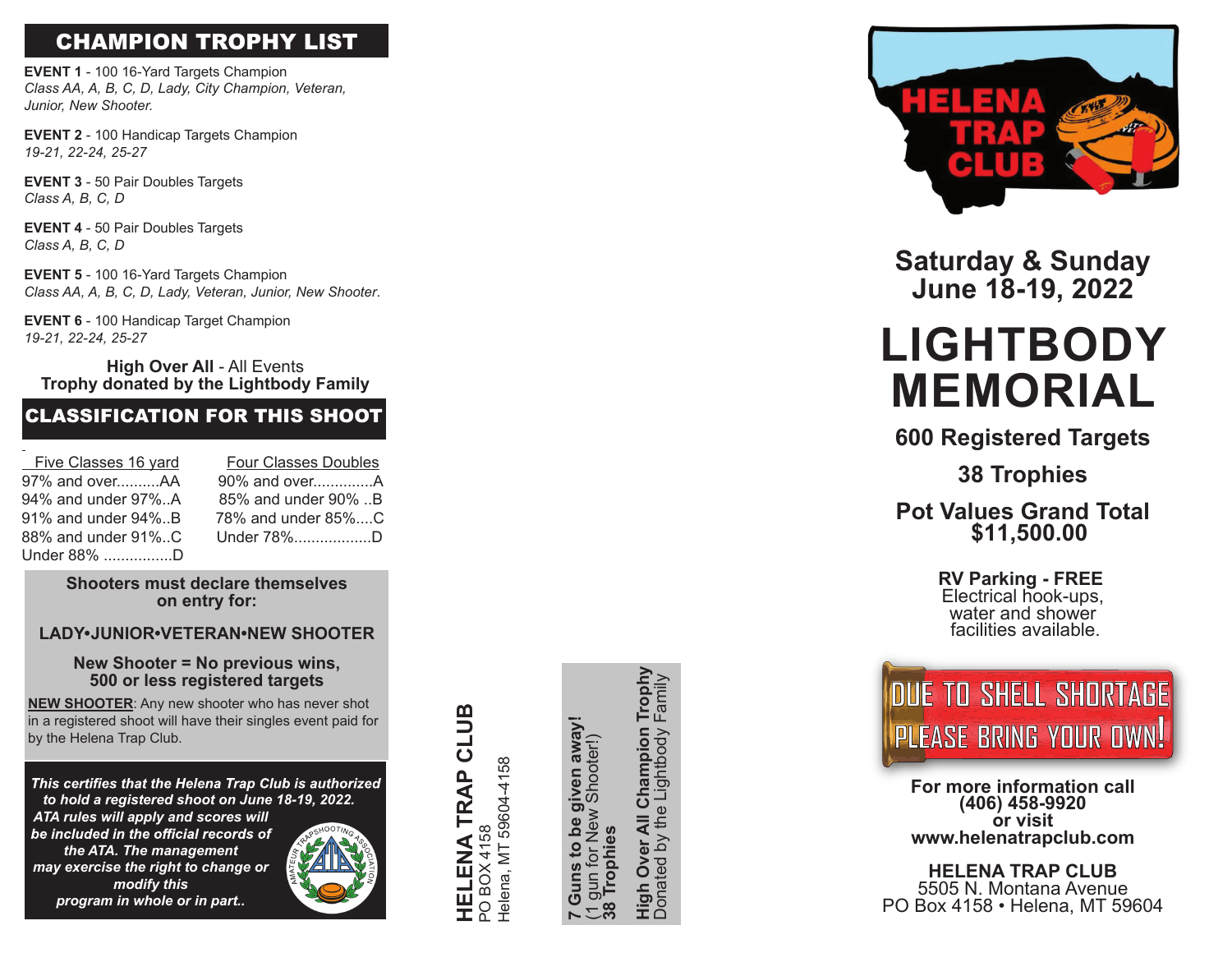## CHAMPION TROPHY LIST

**EVENT 1** - 100 16-Yard Targets Champion
*Class AA, A, B, C, D, Lady, City Champion, Veteran, Junior, New Shooter.*

**EVENT 2** - 100 Handicap Targets Champion
*19-21, 22-24, 25-27*

**EVENT 3** - 50 Pair Doubles Targets
*Class A, B, C, D*

**EVENT 4** - 50 Pair Doubles Targets
*Class A, B, C, D*

**EVENT 5** - 100 16-Yard Targets Champion
*Class AA, A, B, C, D, Lady, Veteran, Junior, New Shooter.*

**EVENT 6** - 100 Handicap Target Champion
*19-21, 22-24, 25-27*

**High Over All** - All Events
**Trophy donated by the Lightbody Family**

## CLASSIFICATION FOR THIS SHOOT

| Five Classes 16 yard | Four Classes Doubles |
|---|---|
| 97% and over..........AA | 90% and over.............A |
| 94% and under 97%..A | 85% and under 90% ..B |
| 91% and under 94%..B | 78% and under 85%....C |
| 88% and under 91%..C | Under 78%.................D |
| Under 88% ................D | |

**Shooters must declare themselves on entry for:**

**LADY•JUNIOR•VETERAN•NEW SHOOTER**

**New Shooter = No previous wins, 500 or less registered targets**

**NEW SHOOTER**: Any new shooter who has never shot in a registered shoot will have their singles event paid for by the Helena Trap Club.

***This certifies that the Helena Trap Club is authorized to hold a registered shoot on June 18-19, 2022. ATA rules will apply and scores will be included in the official records of the ATA. The management may exercise the right to change or modify this program in whole or in part..***

AMATEUR TRAPSHOOTING ASSOCIATION

**HELENA TRAP CLUB**
PO BOX 4158
Helena, MT 59604-4158

**7 Guns to be given away!**
(1 gun for New Shooter!)
**38 Trophies**

**High Over All Champion Trophy**
Donated by the Lightbody Family

HELENA TRAP CLUB

**Saturday & Sunday**
**June 18-19, 2022**

# LIGHTBODY MEMORIAL

**600 Registered Targets**

**38 Trophies**

**Pot Values Grand Total**
**$11,500.00**

**RV Parking - FREE**
Electrical hook-ups, water and shower facilities available.

DUE TO SHELL SHORTAGE
PLEASE BRING YOUR OWN!

**For more information call**
**(406) 458-9920**
**or visit**
**www.helenatrapclub.com**

**HELENA TRAP CLUB**
5505 N. Montana Avenue
PO Box 4158 • Helena, MT 59604